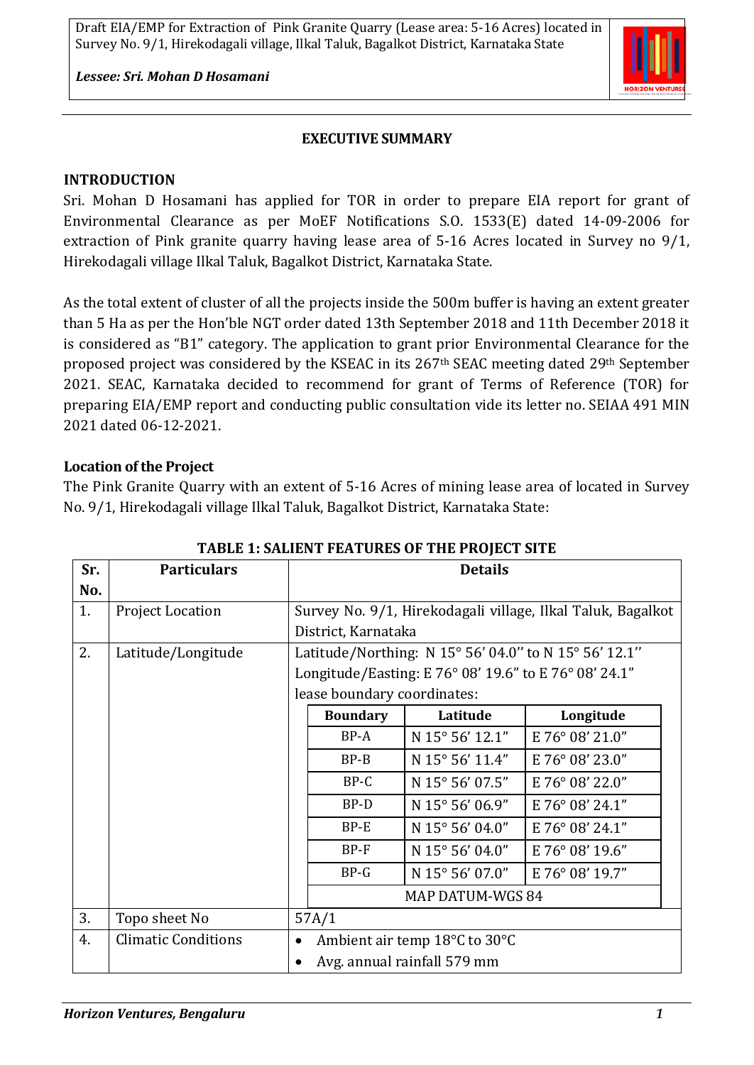## EXECUTIVE SUMMARY

### INTRODUCTION

Sri. Mohan D Hosamani has applied for TOR in order to prepare EIA report for grant of Environmental Clearance as per MoEF Notifications S.O. 1533(E) dated 14-09-2006 for extraction of Pink granite quarry having lease area of 5-16 Acres located in Survey no 9/1, Hirekodagali village Ilkal Taluk, Bagalkot District, Karnataka State.

As the total extent of cluster of all the projects inside the 500m buffer is having an extent greater than 5 Ha as per the Hon'ble NGT order dated 13th September 2018 and 11th December 2018 it is considered as "B1" category. The application to grant prior Environmental Clearance for the proposed project was considered by the KSEAC in its 267th SEAC meeting dated 29th September 2021. SEAC, Karnataka decided to recommend for grant of Terms of Reference (TOR) for preparing EIA/EMP report and conducting public consultation vide its letter no. SEIAA 491 MIN 2021 dated 06-12-2021.

### Location of the Project

The Pink Granite Quarry with an extent of 5-16 Acres of mining lease area of located in Survey No. 9/1, Hirekodagali village Ilkal Taluk, Bagalkot District, Karnataka State:

**TABLE 1: SALIENT FEATURES OF THE PROJECT SITE**

| Sr. No. | Particulars | Details | | |
|---|---|---|---|---|
| 1. | Project Location | Survey No. 9/1, Hirekodagali village, Ilkal Taluk, Bagalkot District, Karnataka | | |
| 2. | Latitude/Longitude | Latitude/Northing: N 15° 56' 04.0'' to N 15° 56' 12.1''<br>Longitude/Easting: E 76° 08' 19.6" to E 76° 08' 24.1"<br>lease boundary coordinates: | | |
| | | **Boundary** | **Latitude** | **Longitude** |
| | | BP-A | N 15° 56' 12.1" | E 76° 08' 21.0" |
| | | BP-B | N 15° 56' 11.4" | E 76° 08' 23.0" |
| | | BP-C | N 15° 56' 07.5" | E 76° 08' 22.0" |
| | | BP-D | N 15° 56' 06.9" | E 76° 08' 24.1" |
| | | BP-E | N 15° 56' 04.0" | E 76° 08' 24.1" |
| | | BP-F | N 15° 56' 04.0" | E 76° 08' 19.6" |
| | | BP-G | N 15° 56' 07.0" | E 76° 08' 19.7" |
| | | MAP DATUM-WGS 84 | | |
| 3. | Topo sheet No | 57A/1 | | |
| 4. | Climatic Conditions | • Ambient air temp 18°C to 30°C<br>• Avg. annual rainfall 579 mm | | |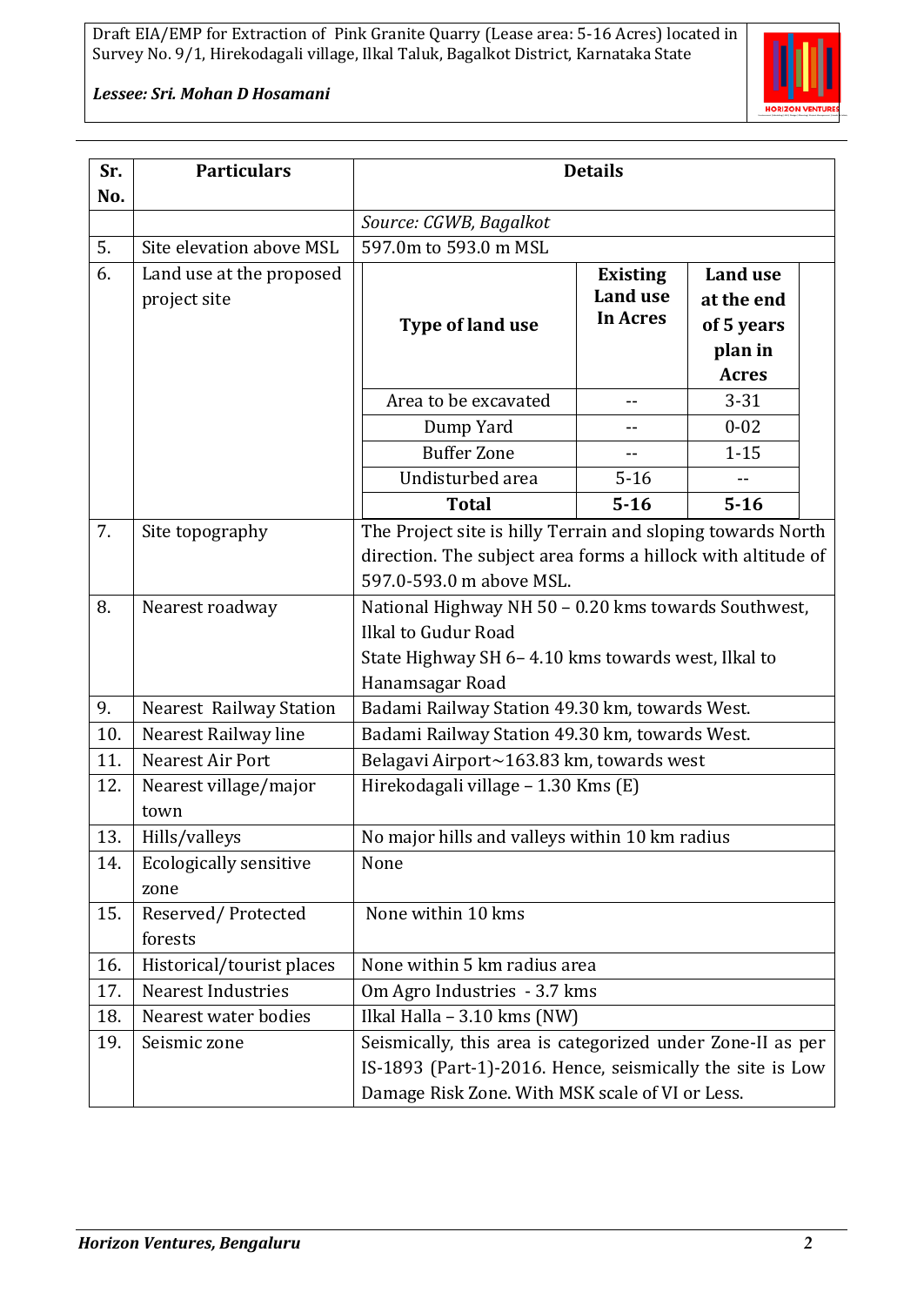| Sr. No. | Particulars | Details | | |
|---|---|---|---|---|
| | | *Source: CGWB, Bagalkot* | | |
| 5. | Site elevation above MSL | 597.0m to 593.0 m MSL | | |
| 6. | Land use at the proposed project site | **Type of land use** | **Existing Land use In Acres** | **Land use at the end of 5 years plan in Acres** |
| | | Area to be excavated | -- | 3-31 |
| | | Dump Yard | -- | 0-02 |
| | | Buffer Zone | -- | 1-15 |
| | | Undisturbed area | 5-16 | -- |
| | | **Total** | **5-16** | **5-16** |
| 7. | Site topography | The Project site is hilly Terrain and sloping towards North direction. The subject area forms a hillock with altitude of 597.0-593.0 m above MSL. | | |
| 8. | Nearest roadway | National Highway NH 50 – 0.20 kms towards Southwest, Ilkal to Gudur Road<br>State Highway SH 6– 4.10 kms towards west, Ilkal to Hanamsagar Road | | |
| 9. | Nearest Railway Station | Badami Railway Station 49.30 km, towards West. | | |
| 10. | Nearest Railway line | Badami Railway Station 49.30 km, towards West. | | |
| 11. | Nearest Air Port | Belagavi Airport~163.83 km, towards west | | |
| 12. | Nearest village/major town | Hirekodagali village – 1.30 Kms (E) | | |
| 13. | Hills/valleys | No major hills and valleys within 10 km radius | | |
| 14. | Ecologically sensitive zone | None | | |
| 15. | Reserved/ Protected forests | None within 10 kms | | |
| 16. | Historical/tourist places | None within 5 km radius area | | |
| 17. | Nearest Industries | Om Agro Industries - 3.7 kms | | |
| 18. | Nearest water bodies | Ilkal Halla – 3.10 kms (NW) | | |
| 19. | Seismic zone | Seismically, this area is categorized under Zone-II as per IS-1893 (Part-1)-2016. Hence, seismically the site is Low Damage Risk Zone. With MSK scale of VI or Less. | | |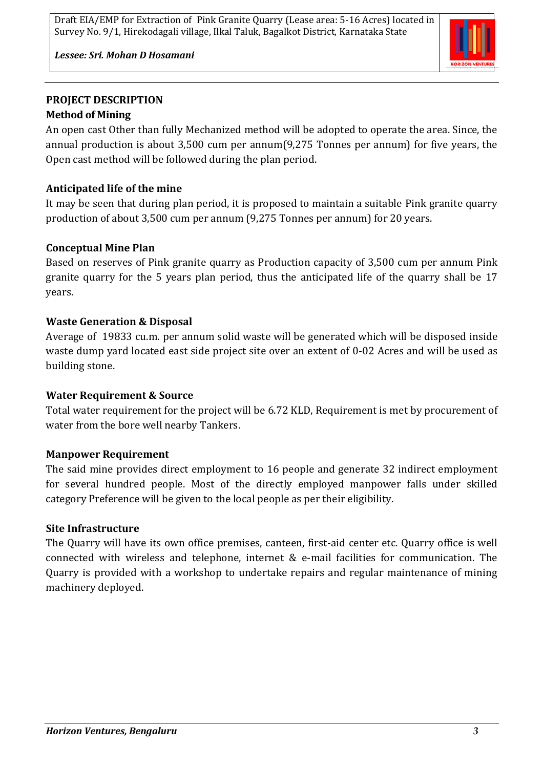## PROJECT DESCRIPTION

### Method of Mining

An open cast Other than fully Mechanized method will be adopted to operate the area. Since, the annual production is about 3,500 cum per annum(9,275 Tonnes per annum) for five years, the Open cast method will be followed during the plan period.

### Anticipated life of the mine

It may be seen that during plan period, it is proposed to maintain a suitable Pink granite quarry production of about 3,500 cum per annum (9,275 Tonnes per annum) for 20 years.

### Conceptual Mine Plan

Based on reserves of Pink granite quarry as Production capacity of 3,500 cum per annum Pink granite quarry for the 5 years plan period, thus the anticipated life of the quarry shall be 17 years.

### Waste Generation & Disposal

Average of 19833 cu.m. per annum solid waste will be generated which will be disposed inside waste dump yard located east side project site over an extent of 0-02 Acres and will be used as building stone.

### Water Requirement & Source

Total water requirement for the project will be 6.72 KLD, Requirement is met by procurement of water from the bore well nearby Tankers.

### Manpower Requirement

The said mine provides direct employment to 16 people and generate 32 indirect employment for several hundred people. Most of the directly employed manpower falls under skilled category Preference will be given to the local people as per their eligibility.

### Site Infrastructure

The Quarry will have its own office premises, canteen, first-aid center etc. Quarry office is well connected with wireless and telephone, internet & e-mail facilities for communication. The Quarry is provided with a workshop to undertake repairs and regular maintenance of mining machinery deployed.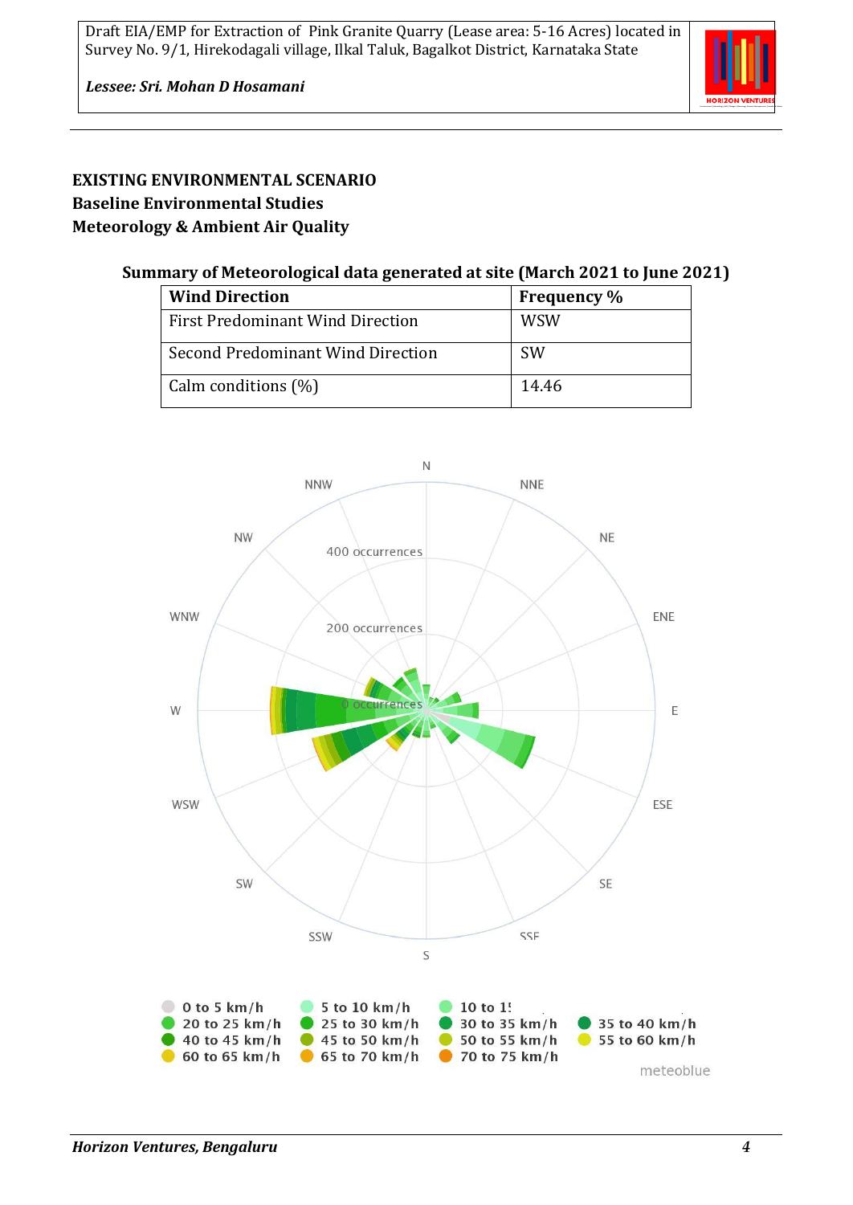**EXISTING ENVIRONMENTAL SCENARIO**

**Baseline Environmental Studies**

**Meteorology & Ambient Air Quality**

**Summary of Meteorological data generated at site (March 2021 to June 2021)**

| Wind Direction | Frequency % |
|---|---|
| First Predominant Wind Direction | WSW |
| Second Predominant Wind Direction | SW |
| Calm conditions (%) | 14.46 |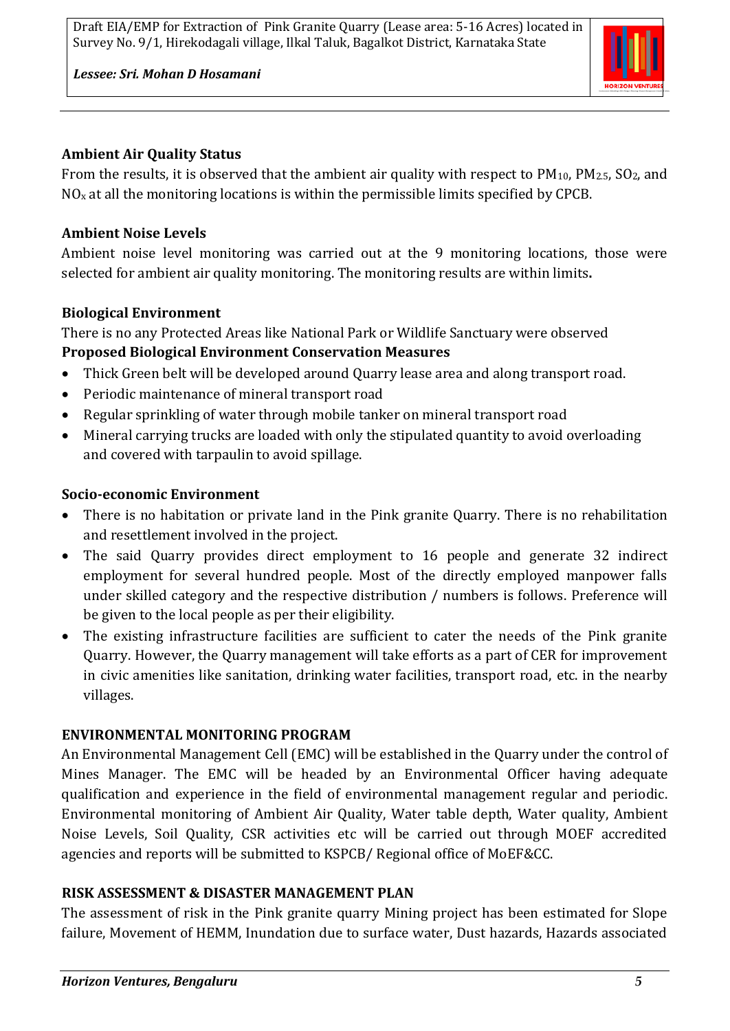**Ambient Air Quality Status**

From the results, it is observed that the ambient air quality with respect to $PM_{10}$, $PM_{2.5}$, $SO_2$, and $NO_x$ at all the monitoring locations is within the permissible limits specified by CPCB.

**Ambient Noise Levels**

Ambient noise level monitoring was carried out at the 9 monitoring locations, those were selected for ambient air quality monitoring. The monitoring results are within limits**.**

**Biological Environment**

There is no any Protected Areas like National Park or Wildlife Sanctuary were observed

**Proposed Biological Environment Conservation Measures**

- Thick Green belt will be developed around Quarry lease area and along transport road.
- Periodic maintenance of mineral transport road
- Regular sprinkling of water through mobile tanker on mineral transport road
- Mineral carrying trucks are loaded with only the stipulated quantity to avoid overloading and covered with tarpaulin to avoid spillage.

**Socio-economic Environment**

- There is no habitation or private land in the Pink granite Quarry. There is no rehabilitation and resettlement involved in the project.
- The said Quarry provides direct employment to 16 people and generate 32 indirect employment for several hundred people. Most of the directly employed manpower falls under skilled category and the respective distribution / numbers is follows. Preference will be given to the local people as per their eligibility.
- The existing infrastructure facilities are sufficient to cater the needs of the Pink granite Quarry. However, the Quarry management will take efforts as a part of CER for improvement in civic amenities like sanitation, drinking water facilities, transport road, etc. in the nearby villages.

**ENVIRONMENTAL MONITORING PROGRAM**

An Environmental Management Cell (EMC) will be established in the Quarry under the control of Mines Manager. The EMC will be headed by an Environmental Officer having adequate qualification and experience in the field of environmental management regular and periodic. Environmental monitoring of Ambient Air Quality, Water table depth, Water quality, Ambient Noise Levels, Soil Quality, CSR activities etc will be carried out through MOEF accredited agencies and reports will be submitted to KSPCB/ Regional office of MoEF&CC.

**RISK ASSESSMENT & DISASTER MANAGEMENT PLAN**

The assessment of risk in the Pink granite quarry Mining project has been estimated for Slope failure, Movement of HEMM, Inundation due to surface water, Dust hazards, Hazards associated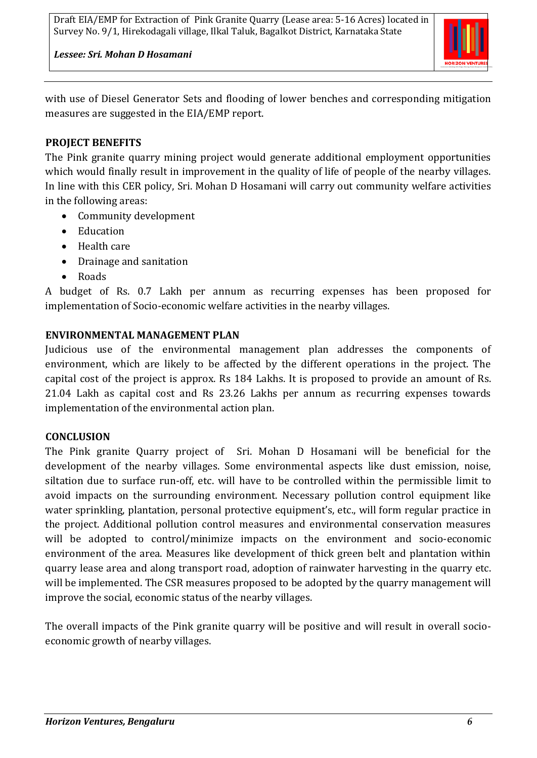with use of Diesel Generator Sets and flooding of lower benches and corresponding mitigation measures are suggested in the EIA/EMP report.

## PROJECT BENEFITS

The Pink granite quarry mining project would generate additional employment opportunities which would finally result in improvement in the quality of life of people of the nearby villages. In line with this CER policy, Sri. Mohan D Hosamani will carry out community welfare activities in the following areas:

- Community development
- Education
- Health care
- Drainage and sanitation
- Roads

A budget of Rs. 0.7 Lakh per annum as recurring expenses has been proposed for implementation of Socio-economic welfare activities in the nearby villages.

## ENVIRONMENTAL MANAGEMENT PLAN

Judicious use of the environmental management plan addresses the components of environment, which are likely to be affected by the different operations in the project. The capital cost of the project is approx. Rs 184 Lakhs. It is proposed to provide an amount of Rs. 21.04 Lakh as capital cost and Rs 23.26 Lakhs per annum as recurring expenses towards implementation of the environmental action plan.

## CONCLUSION

The Pink granite Quarry project of Sri. Mohan D Hosamani will be beneficial for the development of the nearby villages. Some environmental aspects like dust emission, noise, siltation due to surface run-off, etc. will have to be controlled within the permissible limit to avoid impacts on the surrounding environment. Necessary pollution control equipment like water sprinkling, plantation, personal protective equipment's, etc., will form regular practice in the project. Additional pollution control measures and environmental conservation measures will be adopted to control/minimize impacts on the environment and socio-economic environment of the area. Measures like development of thick green belt and plantation within quarry lease area and along transport road, adoption of rainwater harvesting in the quarry etc. will be implemented. The CSR measures proposed to be adopted by the quarry management will improve the social, economic status of the nearby villages.

The overall impacts of the Pink granite quarry will be positive and will result in overall socio-economic growth of nearby villages.